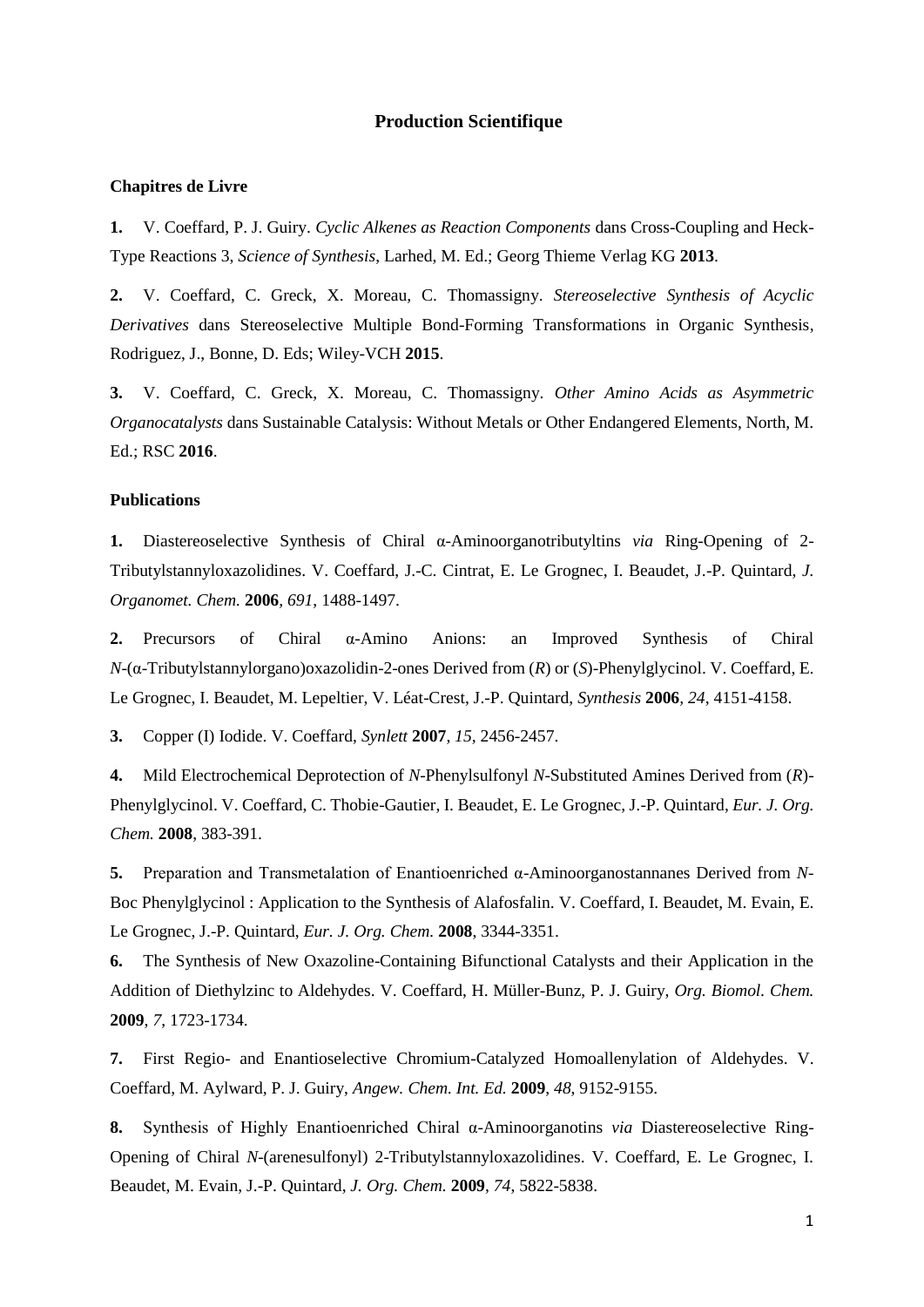# Production Scientifique

## Chapitres de Livre

**1.** V. Coeffard, P. J. Guiry. *Cyclic Alkenes as Reaction Components* dans Cross-Coupling and Heck-Type Reactions 3, *Science of Synthesis*, Larhed, M. Ed.; Georg Thieme Verlag KG **2013**.

**2.** V. Coeffard, C. Greck, X. Moreau, C. Thomassigny. *Stereoselective Synthesis of Acyclic Derivatives* dans Stereoselective Multiple Bond-Forming Transformations in Organic Synthesis, Rodriguez, J., Bonne, D. Eds; Wiley-VCH **2015**.

**3.** V. Coeffard, C. Greck, X. Moreau, C. Thomassigny. *Other Amino Acids as Asymmetric Organocatalysts* dans Sustainable Catalysis: Without Metals or Other Endangered Elements, North, M. Ed.; RSC **2016**.

## Publications

**1.** Diastereoselective Synthesis of Chiral α-Aminoorganotributyltins *via* Ring-Opening of 2-Tributylstannyloxazolidines. V. Coeffard, J.-C. Cintrat, E. Le Grognec, I. Beaudet, J.-P. Quintard, *J. Organomet. Chem.* **2006**, *691*, 1488-1497.

**2.** Precursors of Chiral α-Amino Anions: an Improved Synthesis of Chiral *N*-(α-Tributylstannylorgano)oxazolidin-2-ones Derived from (*R*) or (*S*)-Phenylglycinol. V. Coeffard, E. Le Grognec, I. Beaudet, M. Lepeltier, V. Léat-Crest, J.-P. Quintard, *Synthesis* **2006**, *24*, 4151-4158.

**3.** Copper (I) Iodide. V. Coeffard, *Synlett* **2007**, *15*, 2456-2457.

**4.** Mild Electrochemical Deprotection of *N*-Phenylsulfonyl *N*-Substituted Amines Derived from (*R*)-Phenylglycinol. V. Coeffard, C. Thobie-Gautier, I. Beaudet, E. Le Grognec, J.-P. Quintard, *Eur. J. Org. Chem.* **2008**, 383-391.

**5.** Preparation and Transmetalation of Enantioenriched α-Aminoorganostannanes Derived from *N*-Boc Phenylglycinol : Application to the Synthesis of Alafosfalin. V. Coeffard, I. Beaudet, M. Evain, E. Le Grognec, J.-P. Quintard, *Eur. J. Org. Chem.* **2008**, 3344-3351.

**6.** The Synthesis of New Oxazoline-Containing Bifunctional Catalysts and their Application in the Addition of Diethylzinc to Aldehydes. V. Coeffard, H. Müller-Bunz, P. J. Guiry, *Org. Biomol. Chem.* **2009**, *7*, 1723-1734.

**7.** First Regio- and Enantioselective Chromium-Catalyzed Homoallenylation of Aldehydes. V. Coeffard, M. Aylward, P. J. Guiry, *Angew. Chem. Int. Ed.* **2009**, *48*, 9152-9155.

**8.** Synthesis of Highly Enantioenriched Chiral α-Aminoorganotins *via* Diastereoselective Ring-Opening of Chiral *N*-(arenesulfonyl) 2-Tributylstannyloxazolidines. V. Coeffard, E. Le Grognec, I. Beaudet, M. Evain, J.-P. Quintard, *J. Org. Chem.* **2009**, *74*, 5822-5838.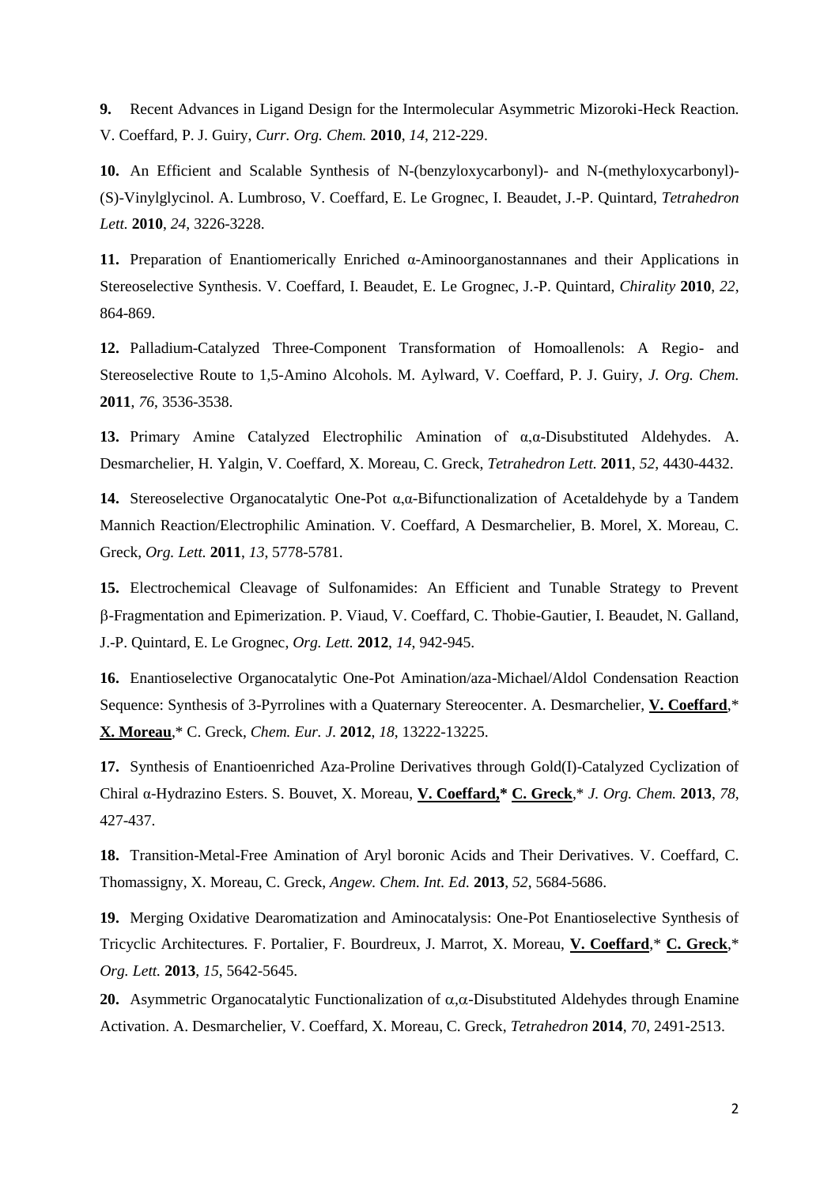**9.** Recent Advances in Ligand Design for the Intermolecular Asymmetric Mizoroki-Heck Reaction. V. Coeffard, P. J. Guiry, *Curr. Org. Chem.* **2010**, *14*, 212-229.

**10.** An Efficient and Scalable Synthesis of N-(benzyloxycarbonyl)- and N-(methyloxycarbonyl)-(S)-Vinylglycinol. A. Lumbroso, V. Coeffard, E. Le Grognec, I. Beaudet, J.-P. Quintard, *Tetrahedron Lett.* **2010**, *24*, 3226-3228.

**11.** Preparation of Enantiomerically Enriched α-Aminoorganostannanes and their Applications in Stereoselective Synthesis. V. Coeffard, I. Beaudet, E. Le Grognec, J.-P. Quintard, *Chirality* **2010**, *22*, 864-869.

**12.** Palladium-Catalyzed Three-Component Transformation of Homoallenols: A Regio- and Stereoselective Route to 1,5-Amino Alcohols. M. Aylward, V. Coeffard, P. J. Guiry, *J. Org. Chem.* **2011**, *76*, 3536-3538.

**13.** Primary Amine Catalyzed Electrophilic Amination of α,α-Disubstituted Aldehydes. A. Desmarchelier, H. Yalgin, V. Coeffard, X. Moreau, C. Greck, *Tetrahedron Lett.* **2011**, *52*, 4430-4432.

**14.** Stereoselective Organocatalytic One-Pot α,α-Bifunctionalization of Acetaldehyde by a Tandem Mannich Reaction/Electrophilic Amination. V. Coeffard, A Desmarchelier, B. Morel, X. Moreau, C. Greck, *Org. Lett.* **2011**, *13*, 5778-5781.

**15.** Electrochemical Cleavage of Sulfonamides: An Efficient and Tunable Strategy to Prevent β-Fragmentation and Epimerization. P. Viaud, V. Coeffard, C. Thobie-Gautier, I. Beaudet, N. Galland, J.-P. Quintard, E. Le Grognec, *Org. Lett.* **2012**, *14*, 942-945.

**16.** Enantioselective Organocatalytic One-Pot Amination/aza-Michael/Aldol Condensation Reaction Sequence: Synthesis of 3-Pyrrolines with a Quaternary Stereocenter. A. Desmarchelier, **<u>V. Coeffard</u>**,* **<u>X. Moreau</u>**,* C. Greck, *Chem. Eur. J.* **2012**, *18*, 13222-13225.

**17.** Synthesis of Enantioenriched Aza-Proline Derivatives through Gold(I)-Catalyzed Cyclization of Chiral α-Hydrazino Esters. S. Bouvet, X. Moreau, **<u>V. Coeffard,*</u>** **<u>C. Greck</u>**,* *J. Org. Chem.* **2013**, *78*, 427-437.

**18.** Transition-Metal-Free Amination of Aryl boronic Acids and Their Derivatives. V. Coeffard, C. Thomassigny, X. Moreau, C. Greck, *Angew. Chem. Int. Ed.* **2013**, *52*, 5684-5686.

**19.** Merging Oxidative Dearomatization and Aminocatalysis: One-Pot Enantioselective Synthesis of Tricyclic Architectures. F. Portalier, F. Bourdreux, J. Marrot, X. Moreau, **<u>V. Coeffard</u>**,* **<u>C. Greck</u>**,* *Org. Lett.* **2013**, *15*, 5642-5645.

**20.** Asymmetric Organocatalytic Functionalization of α,α-Disubstituted Aldehydes through Enamine Activation. A. Desmarchelier, V. Coeffard, X. Moreau, C. Greck, *Tetrahedron* **2014**, *70*, 2491-2513.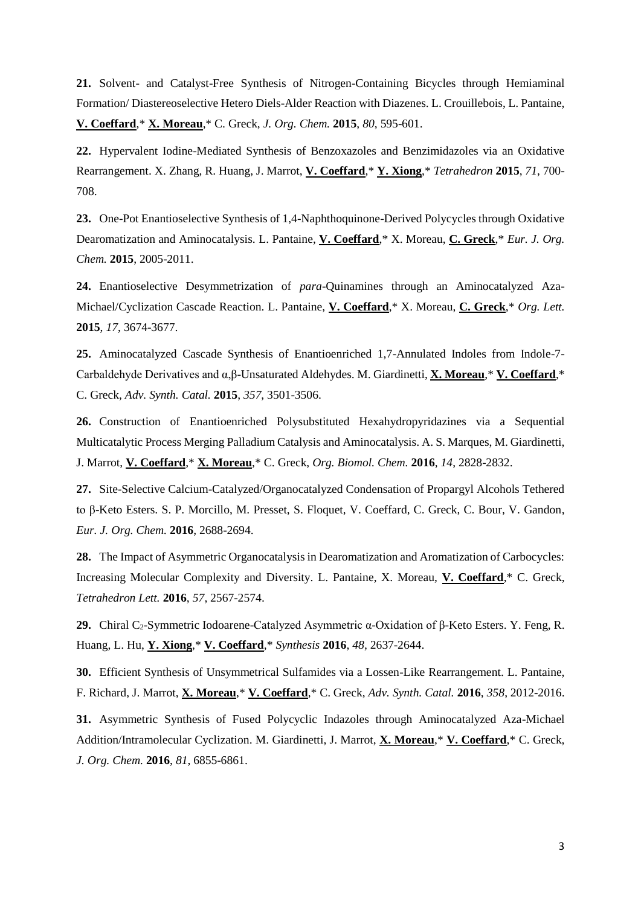**21.** Solvent- and Catalyst-Free Synthesis of Nitrogen-Containing Bicycles through Hemiaminal Formation/ Diastereoselective Hetero Diels-Alder Reaction with Diazenes. L. Crouillebois, L. Pantaine, **V. Coeffard**,* **X. Moreau**,* C. Greck, *J. Org. Chem.* **2015**, *80*, 595-601.

**22.** Hypervalent Iodine-Mediated Synthesis of Benzoxazoles and Benzimidazoles via an Oxidative Rearrangement. X. Zhang, R. Huang, J. Marrot, **V. Coeffard**,* **Y. Xiong**,* *Tetrahedron* **2015**, *71*, 700-708.

**23.** One-Pot Enantioselective Synthesis of 1,4-Naphthoquinone-Derived Polycycles through Oxidative Dearomatization and Aminocatalysis. L. Pantaine, **V. Coeffard**,* X. Moreau, **C. Greck**,* *Eur. J. Org. Chem.* **2015**, 2005-2011.

**24.** Enantioselective Desymmetrization of *para*-Quinamines through an Aminocatalyzed Aza-Michael/Cyclization Cascade Reaction. L. Pantaine, **V. Coeffard**,* X. Moreau, **C. Greck**,* *Org. Lett.* **2015**, *17*, 3674-3677.

**25.** Aminocatalyzed Cascade Synthesis of Enantioenriched 1,7-Annulated Indoles from Indole-7-Carbaldehyde Derivatives and α,β-Unsaturated Aldehydes. M. Giardinetti, **X. Moreau**,* **V. Coeffard**,* C. Greck, *Adv. Synth. Catal.* **2015**, *357*, 3501-3506.

**26.** Construction of Enantioenriched Polysubstituted Hexahydropyridazines via a Sequential Multicatalytic Process Merging Palladium Catalysis and Aminocatalysis. A. S. Marques, M. Giardinetti, J. Marrot, **V. Coeffard**,* **X. Moreau**,* C. Greck, *Org. Biomol. Chem.* **2016**, *14*, 2828-2832.

**27.** Site-Selective Calcium-Catalyzed/Organocatalyzed Condensation of Propargyl Alcohols Tethered to β-Keto Esters. S. P. Morcillo, M. Presset, S. Floquet, V. Coeffard, C. Greck, C. Bour, V. Gandon, *Eur. J. Org. Chem.* **2016**, 2688-2694.

**28.** The Impact of Asymmetric Organocatalysis in Dearomatization and Aromatization of Carbocycles: Increasing Molecular Complexity and Diversity. L. Pantaine, X. Moreau, **V. Coeffard**,* C. Greck, *Tetrahedron Lett.* **2016**, *57*, 2567-2574.

**29.** Chiral $C_2$-Symmetric Iodoarene-Catalyzed Asymmetric α-Oxidation of β-Keto Esters. Y. Feng, R. Huang, L. Hu, **Y. Xiong**,* **V. Coeffard**,* *Synthesis* **2016**, *48*, 2637-2644.

**30.** Efficient Synthesis of Unsymmetrical Sulfamides via a Lossen-Like Rearrangement. L. Pantaine, F. Richard, J. Marrot, **X. Moreau**,* **V. Coeffard**,* C. Greck, *Adv. Synth. Catal.* **2016**, *358*, 2012-2016.

**31.** Asymmetric Synthesis of Fused Polycyclic Indazoles through Aminocatalyzed Aza-Michael Addition/Intramolecular Cyclization. M. Giardinetti, J. Marrot, **X. Moreau**,* **V. Coeffard**,* C. Greck, *J. Org. Chem.* **2016**, *81*, 6855-6861.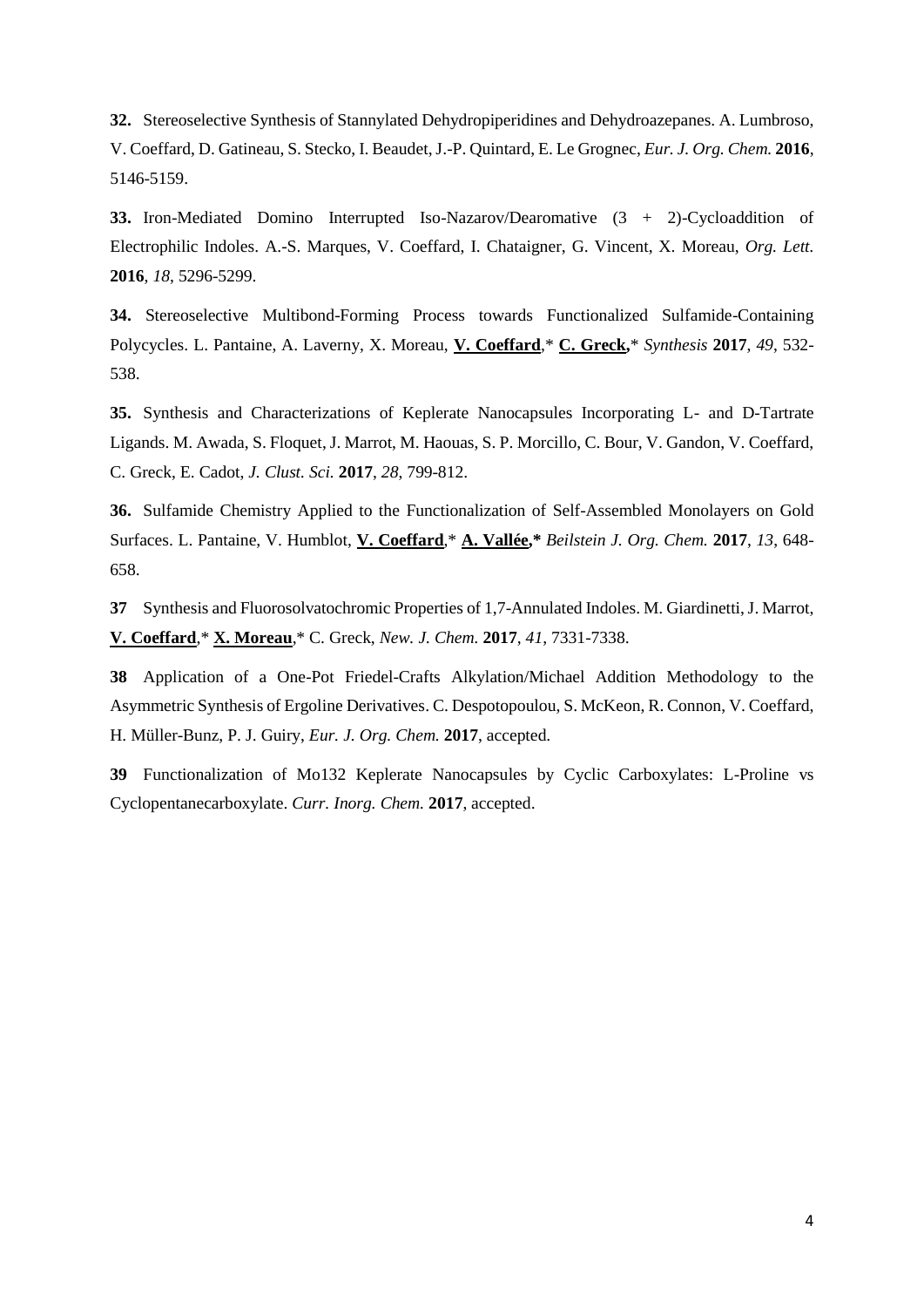**32.** Stereoselective Synthesis of Stannylated Dehydropiperidines and Dehydroazepanes. A. Lumbroso, V. Coeffard, D. Gatineau, S. Stecko, I. Beaudet, J.-P. Quintard, E. Le Grognec, *Eur. J. Org. Chem.* **2016**, 5146-5159.

**33.** Iron-Mediated Domino Interrupted Iso-Nazarov/Dearomative (3 + 2)-Cycloaddition of Electrophilic Indoles. A.-S. Marques, V. Coeffard, I. Chataigner, G. Vincent, X. Moreau, *Org. Lett.* **2016**, *18*, 5296-5299.

**34.** Stereoselective Multibond-Forming Process towards Functionalized Sulfamide-Containing Polycycles. L. Pantaine, A. Laverny, X. Moreau, **V. Coeffard**,* **C. Greck,*** *Synthesis* **2017**, *49*, 532-538.

**35.** Synthesis and Characterizations of Keplerate Nanocapsules Incorporating L- and D-Tartrate Ligands. M. Awada, S. Floquet, J. Marrot, M. Haouas, S. P. Morcillo, C. Bour, V. Gandon, V. Coeffard, C. Greck, E. Cadot, *J. Clust. Sci.* **2017**, *28*, 799-812.

**36.** Sulfamide Chemistry Applied to the Functionalization of Self-Assembled Monolayers on Gold Surfaces. L. Pantaine, V. Humblot, **V. Coeffard**,* **A. Vallée,*** *Beilstein J. Org. Chem.* **2017**, *13*, 648-658.

**37** Synthesis and Fluorosolvatochromic Properties of 1,7-Annulated Indoles. M. Giardinetti, J. Marrot, **V. Coeffard**,* **X. Moreau**,* C. Greck, *New. J. Chem.* **2017**, *41*, 7331-7338.

**38** Application of a One-Pot Friedel-Crafts Alkylation/Michael Addition Methodology to the Asymmetric Synthesis of Ergoline Derivatives. C. Despotopoulou, S. McKeon, R. Connon, V. Coeffard, H. Müller-Bunz, P. J. Guiry, *Eur. J. Org. Chem.* **2017**, accepted.

**39** Functionalization of Mo132 Keplerate Nanocapsules by Cyclic Carboxylates: L-Proline vs Cyclopentanecarboxylate. *Curr. Inorg. Chem.* **2017**, accepted.